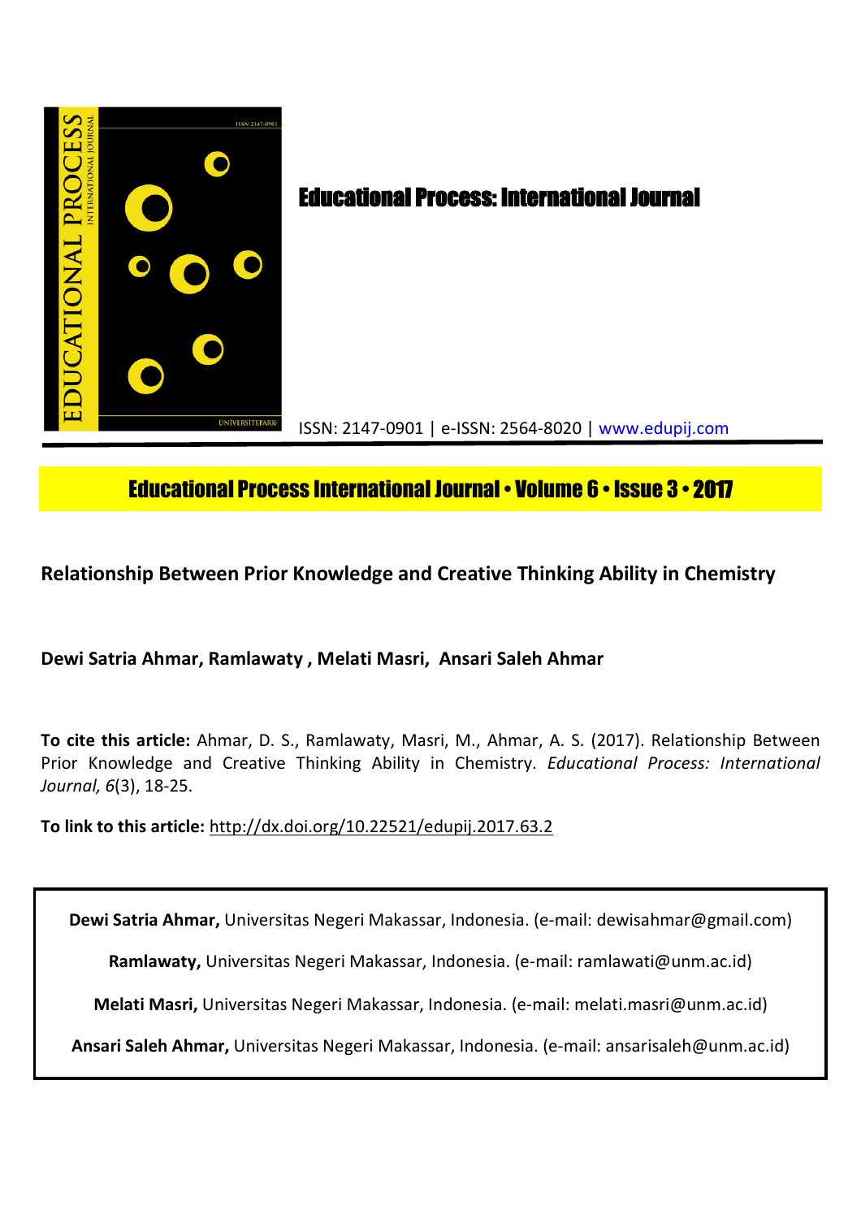# Educational Process: International Journal

ISSN: 2147-0901 | e-ISSN: 2564-8020 | www.edupij.com

**Educational Process International Journal • Volume 6 • Issue 3 • 2017**

## Relationship Between Prior Knowledge and Creative Thinking Ability in Chemistry

**Dewi Satria Ahmar, Ramlawaty , Melati Masri, Ansari Saleh Ahmar**

**To cite this article:** Ahmar, D. S., Ramlawaty, Masri, M., Ahmar, A. S. (2017). Relationship Between Prior Knowledge and Creative Thinking Ability in Chemistry. *Educational Process: International Journal, 6*(3), 18-25.

**To link to this article:** http://dx.doi.org/10.22521/edupij.2017.63.2

**Dewi Satria Ahmar,** Universitas Negeri Makassar, Indonesia. (e-mail: dewisahmar@gmail.com)

**Ramlawaty,** Universitas Negeri Makassar, Indonesia. (e-mail: ramlawati@unm.ac.id)

**Melati Masri,** Universitas Negeri Makassar, Indonesia. (e-mail: melati.masri@unm.ac.id)

**Ansari Saleh Ahmar,** Universitas Negeri Makassar, Indonesia. (e-mail: ansarisaleh@unm.ac.id)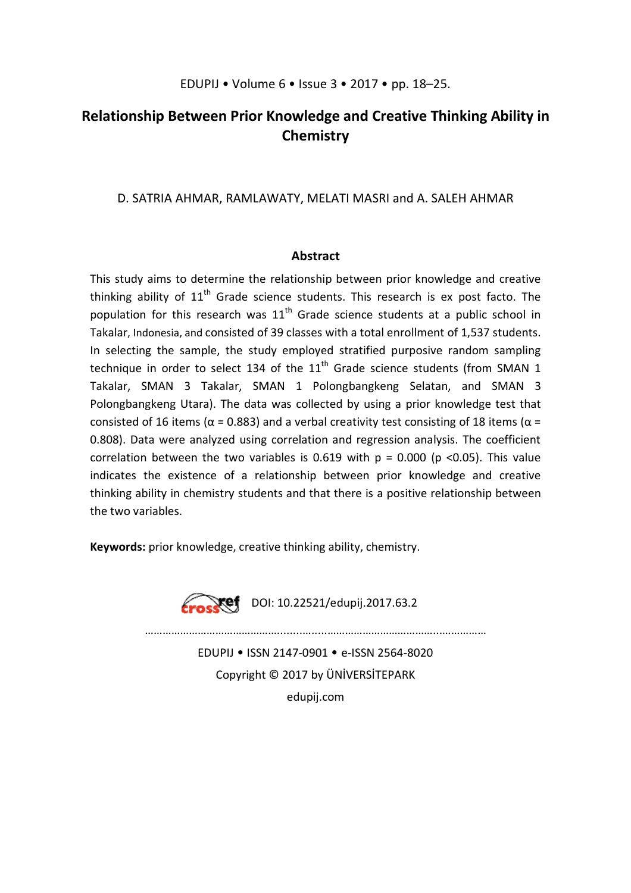# Relationship Between Prior Knowledge and Creative Thinking Ability in Chemistry

D. SATRIA AHMAR, RAMLAWATY, MELATI MASRI and A. SALEH AHMAR

### Abstract

This study aims to determine the relationship between prior knowledge and creative thinking ability of 11th Grade science students. This research is ex post facto. The population for this research was 11th Grade science students at a public school in Takalar, Indonesia, and consisted of 39 classes with a total enrollment of 1,537 students. In selecting the sample, the study employed stratified purposive random sampling technique in order to select 134 of the 11th Grade science students (from SMAN 1 Takalar, SMAN 3 Takalar, SMAN 1 Polongbangkeng Selatan, and SMAN 3 Polongbangkeng Utara). The data was collected by using a prior knowledge test that consisted of 16 items ($\alpha = 0.883$) and a verbal creativity test consisting of 18 items ($\alpha = 0.808$). Data were analyzed using correlation and regression analysis. The coefficient correlation between the two variables is 0.619 with $p = 0.000$ ($p < 0.05$). This value indicates the existence of a relationship between prior knowledge and creative thinking ability in chemistry students and that there is a positive relationship between the two variables.

**Keywords:** prior knowledge, creative thinking ability, chemistry.

DOI: 10.22521/edupij.2017.63.2

EDUPIJ • ISSN 2147-0901 • e-ISSN 2564-8020

Copyright © 2017 by ÜNİVERSİTEPARK

edupij.com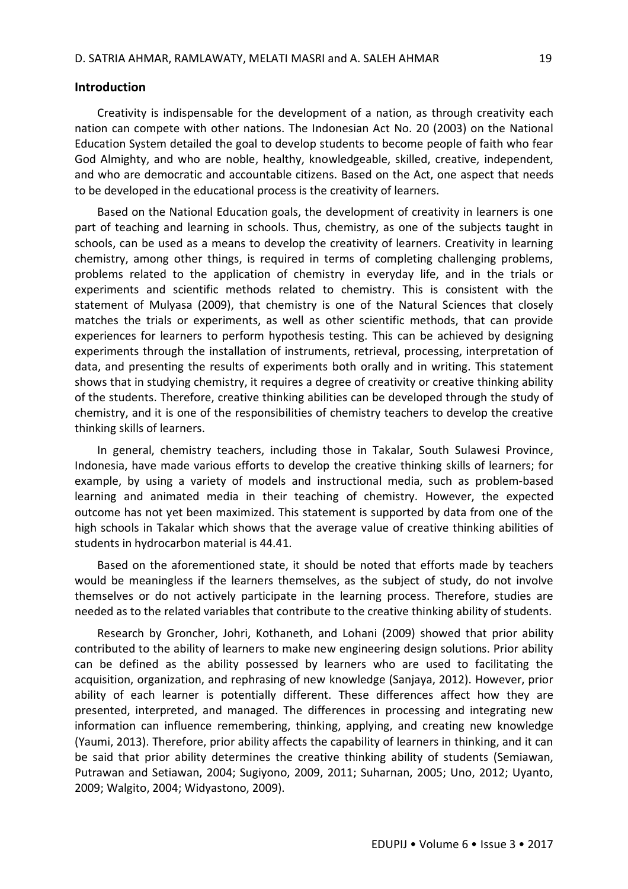## Introduction

Creativity is indispensable for the development of a nation, as through creativity each nation can compete with other nations. The Indonesian Act No. 20 (2003) on the National Education System detailed the goal to develop students to become people of faith who fear God Almighty, and who are noble, healthy, knowledgeable, skilled, creative, independent, and who are democratic and accountable citizens. Based on the Act, one aspect that needs to be developed in the educational process is the creativity of learners.

Based on the National Education goals, the development of creativity in learners is one part of teaching and learning in schools. Thus, chemistry, as one of the subjects taught in schools, can be used as a means to develop the creativity of learners. Creativity in learning chemistry, among other things, is required in terms of completing challenging problems, problems related to the application of chemistry in everyday life, and in the trials or experiments and scientific methods related to chemistry. This is consistent with the statement of Mulyasa (2009), that chemistry is one of the Natural Sciences that closely matches the trials or experiments, as well as other scientific methods, that can provide experiences for learners to perform hypothesis testing. This can be achieved by designing experiments through the installation of instruments, retrieval, processing, interpretation of data, and presenting the results of experiments both orally and in writing. This statement shows that in studying chemistry, it requires a degree of creativity or creative thinking ability of the students. Therefore, creative thinking abilities can be developed through the study of chemistry, and it is one of the responsibilities of chemistry teachers to develop the creative thinking skills of learners.

In general, chemistry teachers, including those in Takalar, South Sulawesi Province, Indonesia, have made various efforts to develop the creative thinking skills of learners; for example, by using a variety of models and instructional media, such as problem-based learning and animated media in their teaching of chemistry. However, the expected outcome has not yet been maximized. This statement is supported by data from one of the high schools in Takalar which shows that the average value of creative thinking abilities of students in hydrocarbon material is 44.41.

Based on the aforementioned state, it should be noted that efforts made by teachers would be meaningless if the learners themselves, as the subject of study, do not involve themselves or do not actively participate in the learning process. Therefore, studies are needed as to the related variables that contribute to the creative thinking ability of students.

Research by Groncher, Johri, Kothaneth, and Lohani (2009) showed that prior ability contributed to the ability of learners to make new engineering design solutions. Prior ability can be defined as the ability possessed by learners who are used to facilitating the acquisition, organization, and rephrasing of new knowledge (Sanjaya, 2012). However, prior ability of each learner is potentially different. These differences affect how they are presented, interpreted, and managed. The differences in processing and integrating new information can influence remembering, thinking, applying, and creating new knowledge (Yaumi, 2013). Therefore, prior ability affects the capability of learners in thinking, and it can be said that prior ability determines the creative thinking ability of students (Semiawan, Putrawan and Setiawan, 2004; Sugiyono, 2009, 2011; Suharnan, 2005; Uno, 2012; Uyanto, 2009; Walgito, 2004; Widyastono, 2009).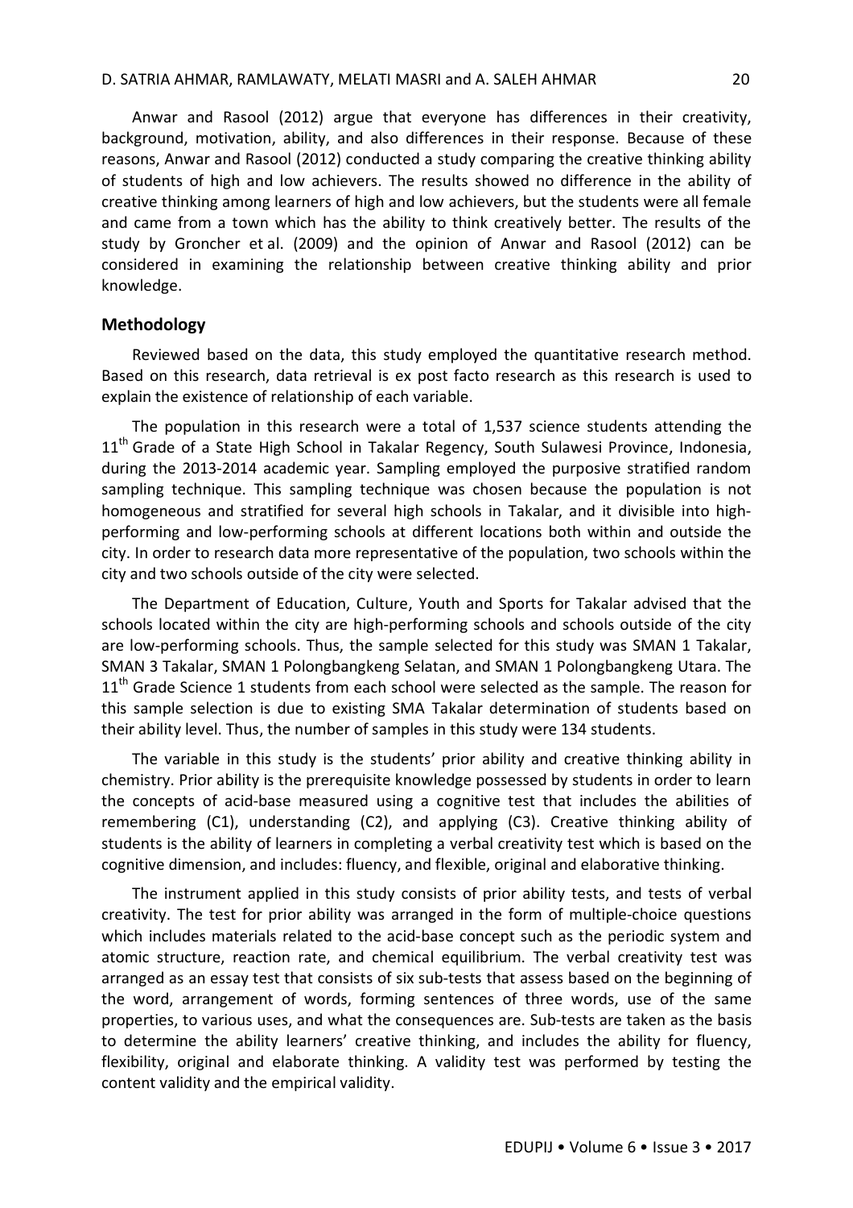Anwar and Rasool (2012) argue that everyone has differences in their creativity, background, motivation, ability, and also differences in their response. Because of these reasons, Anwar and Rasool (2012) conducted a study comparing the creative thinking ability of students of high and low achievers. The results showed no difference in the ability of creative thinking among learners of high and low achievers, but the students were all female and came from a town which has the ability to think creatively better. The results of the study by Groncher et al. (2009) and the opinion of Anwar and Rasool (2012) can be considered in examining the relationship between creative thinking ability and prior knowledge.

## Methodology

Reviewed based on the data, this study employed the quantitative research method. Based on this research, data retrieval is ex post facto research as this research is used to explain the existence of relationship of each variable.

The population in this research were a total of 1,537 science students attending the 11th Grade of a State High School in Takalar Regency, South Sulawesi Province, Indonesia, during the 2013-2014 academic year. Sampling employed the purposive stratified random sampling technique. This sampling technique was chosen because the population is not homogeneous and stratified for several high schools in Takalar, and it divisible into high-performing and low-performing schools at different locations both within and outside the city. In order to research data more representative of the population, two schools within the city and two schools outside of the city were selected.

The Department of Education, Culture, Youth and Sports for Takalar advised that the schools located within the city are high-performing schools and schools outside of the city are low-performing schools. Thus, the sample selected for this study was SMAN 1 Takalar, SMAN 3 Takalar, SMAN 1 Polongbangkeng Selatan, and SMAN 1 Polongbangkeng Utara. The 11th Grade Science 1 students from each school were selected as the sample. The reason for this sample selection is due to existing SMA Takalar determination of students based on their ability level. Thus, the number of samples in this study were 134 students.

The variable in this study is the students' prior ability and creative thinking ability in chemistry. Prior ability is the prerequisite knowledge possessed by students in order to learn the concepts of acid-base measured using a cognitive test that includes the abilities of remembering (C1), understanding (C2), and applying (C3). Creative thinking ability of students is the ability of learners in completing a verbal creativity test which is based on the cognitive dimension, and includes: fluency, and flexible, original and elaborative thinking.

The instrument applied in this study consists of prior ability tests, and tests of verbal creativity. The test for prior ability was arranged in the form of multiple-choice questions which includes materials related to the acid-base concept such as the periodic system and atomic structure, reaction rate, and chemical equilibrium. The verbal creativity test was arranged as an essay test that consists of six sub-tests that assess based on the beginning of the word, arrangement of words, forming sentences of three words, use of the same properties, to various uses, and what the consequences are. Sub-tests are taken as the basis to determine the ability learners' creative thinking, and includes the ability for fluency, flexibility, original and elaborate thinking. A validity test was performed by testing the content validity and the empirical validity.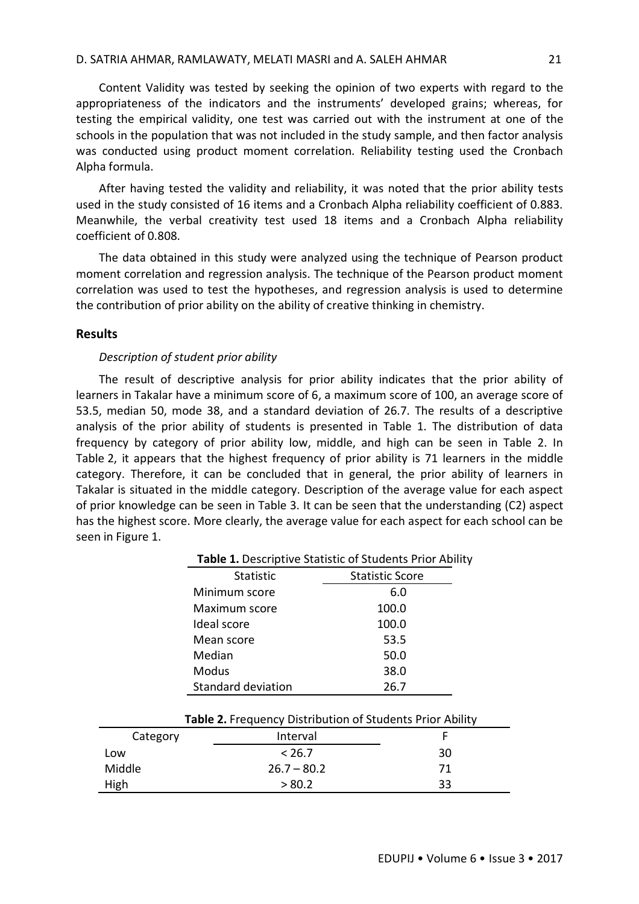Content Validity was tested by seeking the opinion of two experts with regard to the appropriateness of the indicators and the instruments' developed grains; whereas, for testing the empirical validity, one test was carried out with the instrument at one of the schools in the population that was not included in the study sample, and then factor analysis was conducted using product moment correlation. Reliability testing used the Cronbach Alpha formula.

After having tested the validity and reliability, it was noted that the prior ability tests used in the study consisted of 16 items and a Cronbach Alpha reliability coefficient of 0.883. Meanwhile, the verbal creativity test used 18 items and a Cronbach Alpha reliability coefficient of 0.808.

The data obtained in this study were analyzed using the technique of Pearson product moment correlation and regression analysis. The technique of the Pearson product moment correlation was used to test the hypotheses, and regression analysis is used to determine the contribution of prior ability on the ability of creative thinking in chemistry.

## Results

*Description of student prior ability*

The result of descriptive analysis for prior ability indicates that the prior ability of learners in Takalar have a minimum score of 6, a maximum score of 100, an average score of 53.5, median 50, mode 38, and a standard deviation of 26.7. The results of a descriptive analysis of the prior ability of students is presented in Table 1. The distribution of data frequency by category of prior ability low, middle, and high can be seen in Table 2. In Table 2, it appears that the highest frequency of prior ability is 71 learners in the middle category. Therefore, it can be concluded that in general, the prior ability of learners in Takalar is situated in the middle category. Description of the average value for each aspect of prior knowledge can be seen in Table 3. It can be seen that the understanding (C2) aspect has the highest score. More clearly, the average value for each aspect for each school can be seen in Figure 1.

**Table 1.** Descriptive Statistic of Students Prior Ability

| Statistic | Statistic Score |
|---|---|
| Minimum score | 6.0 |
| Maximum score | 100.0 |
| Ideal score | 100.0 |
| Mean score | 53.5 |
| Median | 50.0 |
| Modus | 38.0 |
| Standard deviation | 26.7 |

**Table 2.** Frequency Distribution of Students Prior Ability

| Category | Interval | F |
|---|---|---|
| Low | < 26.7 | 30 |
| Middle | 26.7 – 80.2 | 71 |
| High | > 80.2 | 33 |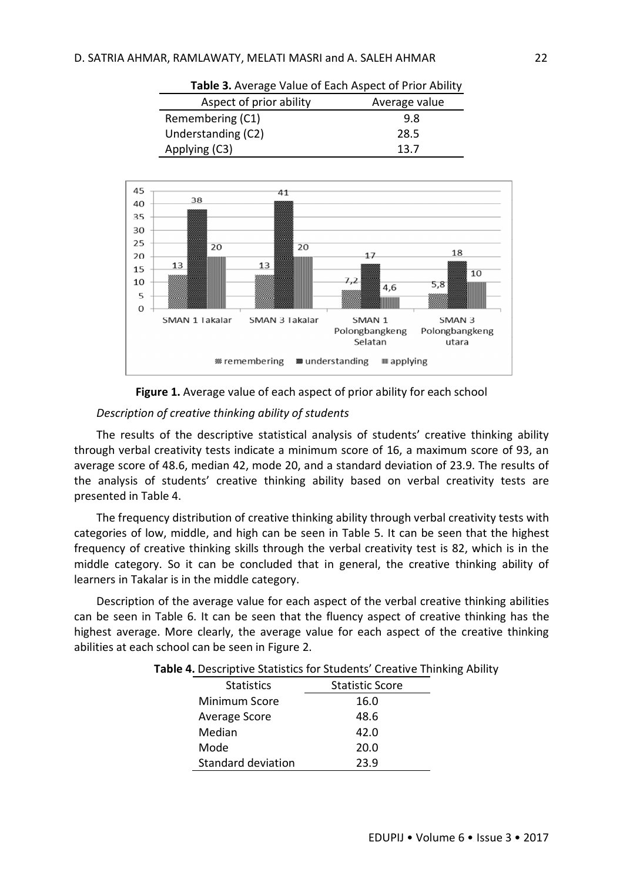**Table 3.** Average Value of Each Aspect of Prior Ability

| Aspect of prior ability | Average value |
|---|---|
| Remembering (C1) | 9.8 |
| Understanding (C2) | 28.5 |
| Applying (C3) | 13.7 |

**Figure 1.** Average value of each aspect of prior ability for each school

*Description of creative thinking ability of students*

The results of the descriptive statistical analysis of students' creative thinking ability through verbal creativity tests indicate a minimum score of 16, a maximum score of 93, an average score of 48.6, median 42, mode 20, and a standard deviation of 23.9. The results of the analysis of students' creative thinking ability based on verbal creativity tests are presented in Table 4.

The frequency distribution of creative thinking ability through verbal creativity tests with categories of low, middle, and high can be seen in Table 5. It can be seen that the highest frequency of creative thinking skills through the verbal creativity test is 82, which is in the middle category. So it can be concluded that in general, the creative thinking ability of learners in Takalar is in the middle category.

Description of the average value for each aspect of the verbal creative thinking abilities can be seen in Table 6. It can be seen that the fluency aspect of creative thinking has the highest average. More clearly, the average value for each aspect of the creative thinking abilities at each school can be seen in Figure 2.

**Table 4.** Descriptive Statistics for Students' Creative Thinking Ability

| Statistics | Statistic Score |
|---|---|
| Minimum Score | 16.0 |
| Average Score | 48.6 |
| Median | 42.0 |
| Mode | 20.0 |
| Standard deviation | 23.9 |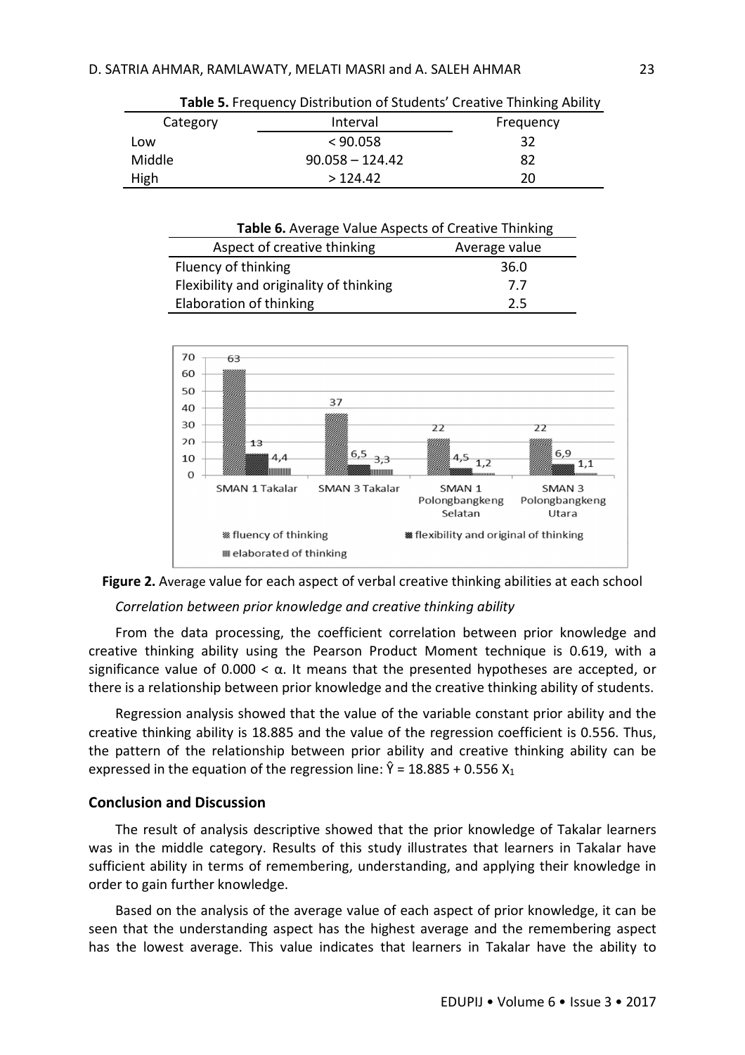**Table 5.** Frequency Distribution of Students' Creative Thinking Ability

| Category | Interval | Frequency |
|---|---|---|
| Low | < 90.058 | 32 |
| Middle | 90.058 – 124.42 | 82 |
| High | > 124.42 | 20 |

**Table 6.** Average Value Aspects of Creative Thinking

| Aspect of creative thinking | Average value |
|---|---|
| Fluency of thinking | 36.0 |
| Flexibility and originality of thinking | 7.7 |
| Elaboration of thinking | 2.5 |

**Figure 2.** Average value for each aspect of verbal creative thinking abilities at each school

*Correlation between prior knowledge and creative thinking ability*

From the data processing, the coefficient correlation between prior knowledge and creative thinking ability using the Pearson Product Moment technique is 0.619, with a significance value of $0.000 < \alpha$. It means that the presented hypotheses are accepted, or there is a relationship between prior knowledge and the creative thinking ability of students.

Regression analysis showed that the value of the variable constant prior ability and the creative thinking ability is 18.885 and the value of the regression coefficient is 0.556. Thus, the pattern of the relationship between prior ability and creative thinking ability can be expressed in the equation of the regression line: $\hat{Y} = 18.885 + 0.556\ X_1$

## Conclusion and Discussion

The result of analysis descriptive showed that the prior knowledge of Takalar learners was in the middle category. Results of this study illustrates that learners in Takalar have sufficient ability in terms of remembering, understanding, and applying their knowledge in order to gain further knowledge.

Based on the analysis of the average value of each aspect of prior knowledge, it can be seen that the understanding aspect has the highest average and the remembering aspect has the lowest average. This value indicates that learners in Takalar have the ability to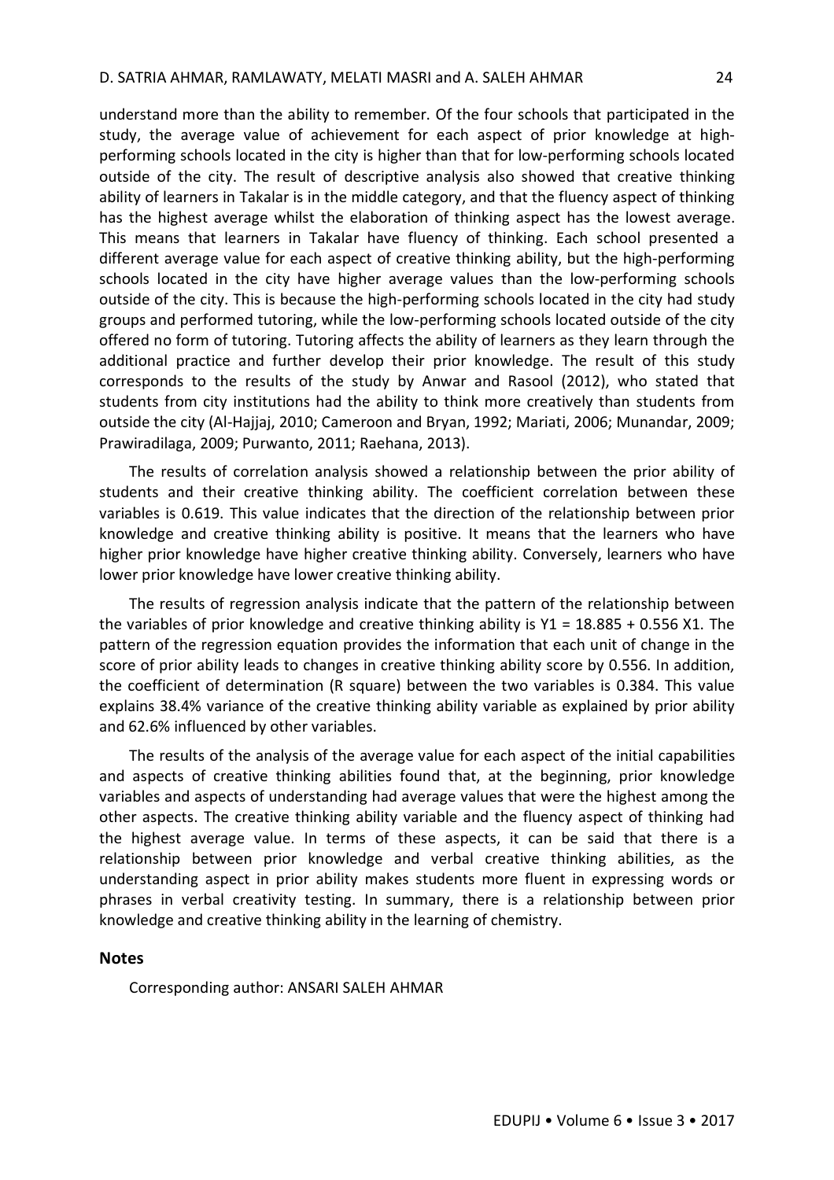understand more than the ability to remember. Of the four schools that participated in the study, the average value of achievement for each aspect of prior knowledge at high-performing schools located in the city is higher than that for low-performing schools located outside of the city. The result of descriptive analysis also showed that creative thinking ability of learners in Takalar is in the middle category, and that the fluency aspect of thinking has the highest average whilst the elaboration of thinking aspect has the lowest average. This means that learners in Takalar have fluency of thinking. Each school presented a different average value for each aspect of creative thinking ability, but the high-performing schools located in the city have higher average values than the low-performing schools outside of the city. This is because the high-performing schools located in the city had study groups and performed tutoring, while the low-performing schools located outside of the city offered no form of tutoring. Tutoring affects the ability of learners as they learn through the additional practice and further develop their prior knowledge. The result of this study corresponds to the results of the study by Anwar and Rasool (2012), who stated that students from city institutions had the ability to think more creatively than students from outside the city (Al-Hajjaj, 2010; Cameroon and Bryan, 1992; Mariati, 2006; Munandar, 2009; Prawiradilaga, 2009; Purwanto, 2011; Raehana, 2013).

The results of correlation analysis showed a relationship between the prior ability of students and their creative thinking ability. The coefficient correlation between these variables is 0.619. This value indicates that the direction of the relationship between prior knowledge and creative thinking ability is positive. It means that the learners who have higher prior knowledge have higher creative thinking ability. Conversely, learners who have lower prior knowledge have lower creative thinking ability.

The results of regression analysis indicate that the pattern of the relationship between the variables of prior knowledge and creative thinking ability is $Y1 = 18.885 + 0.556\ X1$. The pattern of the regression equation provides the information that each unit of change in the score of prior ability leads to changes in creative thinking ability score by 0.556. In addition, the coefficient of determination (R square) between the two variables is 0.384. This value explains 38.4% variance of the creative thinking ability variable as explained by prior ability and 62.6% influenced by other variables.

The results of the analysis of the average value for each aspect of the initial capabilities and aspects of creative thinking abilities found that, at the beginning, prior knowledge variables and aspects of understanding had average values that were the highest among the other aspects. The creative thinking ability variable and the fluency aspect of thinking had the highest average value. In terms of these aspects, it can be said that there is a relationship between prior knowledge and verbal creative thinking abilities, as the understanding aspect in prior ability makes students more fluent in expressing words or phrases in verbal creativity testing. In summary, there is a relationship between prior knowledge and creative thinking ability in the learning of chemistry.

## Notes

Corresponding author: ANSARI SALEH AHMAR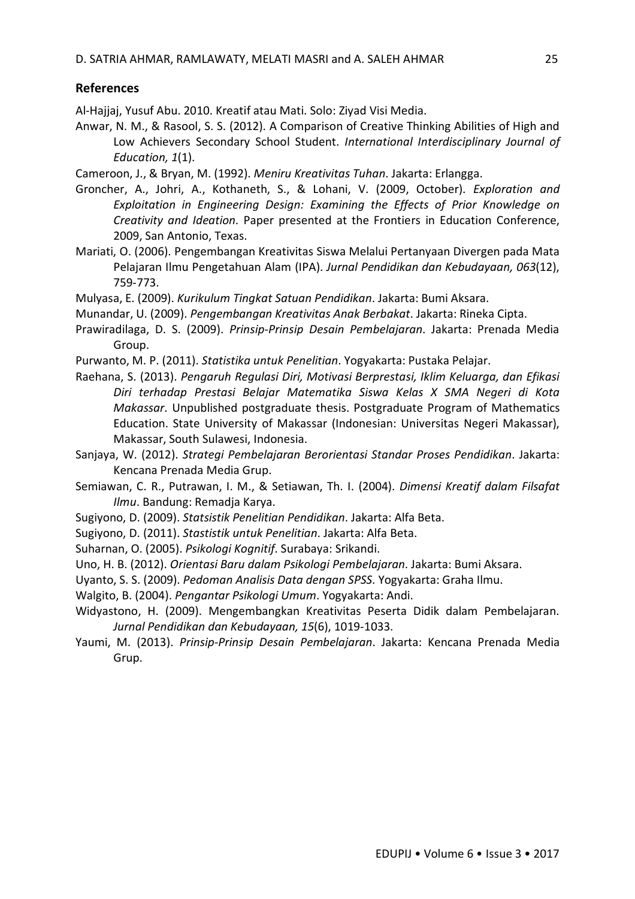## References

Al-Hajjaj, Yusuf Abu. 2010. Kreatif atau Mati. Solo: Ziyad Visi Media.

Anwar, N. M., & Rasool, S. S. (2012). A Comparison of Creative Thinking Abilities of High and Low Achievers Secondary School Student. *International Interdisciplinary Journal of Education, 1*(1).

Cameroon, J., & Bryan, M. (1992). *Meniru Kreativitas Tuhan*. Jakarta: Erlangga.

Groncher, A., Johri, A., Kothaneth, S., & Lohani, V. (2009, October). *Exploration and Exploitation in Engineering Design: Examining the Effects of Prior Knowledge on Creativity and Ideation*. Paper presented at the Frontiers in Education Conference, 2009, San Antonio, Texas.

Mariati, O. (2006). Pengembangan Kreativitas Siswa Melalui Pertanyaan Divergen pada Mata Pelajaran Ilmu Pengetahuan Alam (IPA). *Jurnal Pendidikan dan Kebudayaan, 063*(12), 759-773.

Mulyasa, E. (2009). *Kurikulum Tingkat Satuan Pendidikan*. Jakarta: Bumi Aksara.

Munandar, U. (2009). *Pengembangan Kreativitas Anak Berbakat*. Jakarta: Rineka Cipta.

Prawiradilaga, D. S. (2009). *Prinsip-Prinsip Desain Pembelajaran*. Jakarta: Prenada Media Group.

Purwanto, M. P. (2011). *Statistika untuk Penelitian*. Yogyakarta: Pustaka Pelajar.

Raehana, S. (2013). *Pengaruh Regulasi Diri, Motivasi Berprestasi, Iklim Keluarga, dan Efikasi Diri terhadap Prestasi Belajar Matematika Siswa Kelas X SMA Negeri di Kota Makassar*. Unpublished postgraduate thesis. Postgraduate Program of Mathematics Education. State University of Makassar (Indonesian: Universitas Negeri Makassar), Makassar, South Sulawesi, Indonesia.

Sanjaya, W. (2012). *Strategi Pembelajaran Berorientasi Standar Proses Pendidikan*. Jakarta: Kencana Prenada Media Grup.

Semiawan, C. R., Putrawan, I. M., & Setiawan, Th. I. (2004). *Dimensi Kreatif dalam Filsafat Ilmu*. Bandung: Remadja Karya.

Sugiyono, D. (2009). *Statsistik Penelitian Pendidikan*. Jakarta: Alfa Beta.

Sugiyono, D. (2011). *Stastistik untuk Penelitian*. Jakarta: Alfa Beta.

Suharnan, O. (2005). *Psikologi Kognitif*. Surabaya: Srikandi.

Uno, H. B. (2012). *Orientasi Baru dalam Psikologi Pembelajaran*. Jakarta: Bumi Aksara.

Uyanto, S. S. (2009). *Pedoman Analisis Data dengan SPSS*. Yogyakarta: Graha Ilmu.

Walgito, B. (2004). *Pengantar Psikologi Umum*. Yogyakarta: Andi.

Widyastono, H. (2009). Mengembangkan Kreativitas Peserta Didik dalam Pembelajaran. *Jurnal Pendidikan dan Kebudayaan, 15*(6), 1019-1033.

Yaumi, M. (2013). *Prinsip-Prinsip Desain Pembelajaran*. Jakarta: Kencana Prenada Media Grup.